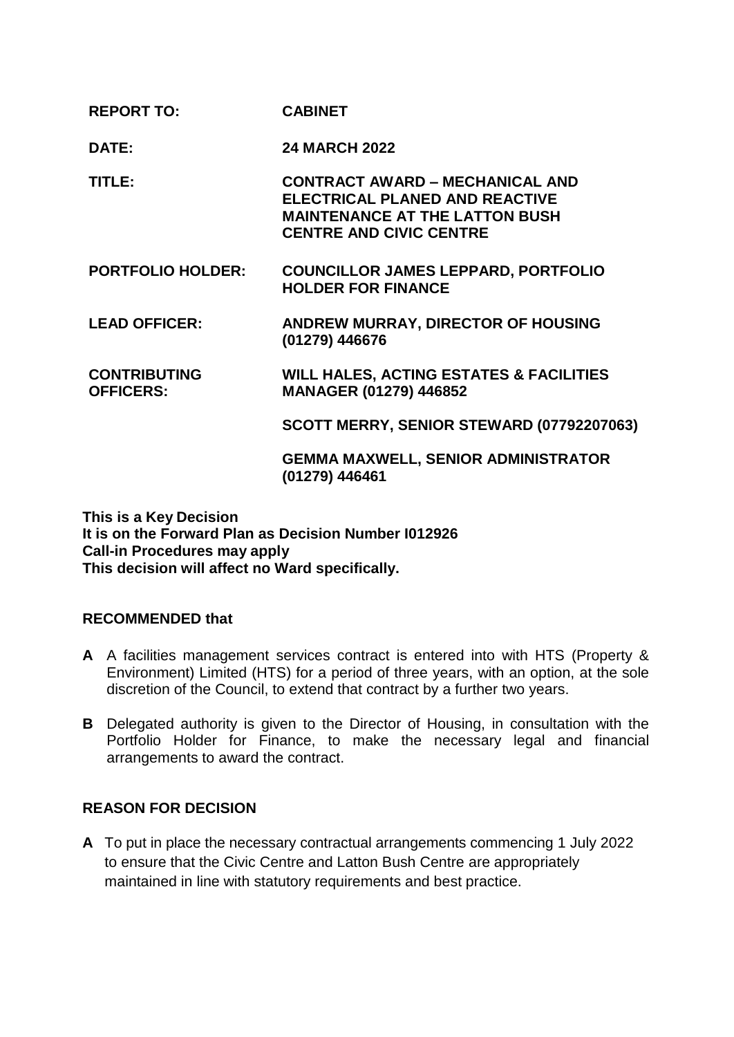| | |
|---|---|
| **REPORT TO:** | **CABINET** |
| **DATE:** | **24 MARCH 2022** |
| **TITLE:** | **CONTRACT AWARD – MECHANICAL AND ELECTRICAL PLANED AND REACTIVE MAINTENANCE AT THE LATTON BUSH CENTRE AND CIVIC CENTRE** |
| **PORTFOLIO HOLDER:** | **COUNCILLOR JAMES LEPPARD, PORTFOLIO HOLDER FOR FINANCE** |
| **LEAD OFFICER:** | **ANDREW MURRAY, DIRECTOR OF HOUSING (01279) 446676** |
| **CONTRIBUTING OFFICERS:** | **WILL HALES, ACTING ESTATES & FACILITIES MANAGER (01279) 446852** |
| | **SCOTT MERRY, SENIOR STEWARD (07792207063)** |
| | **GEMMA MAXWELL, SENIOR ADMINISTRATOR (01279) 446461** |

**This is a Key Decision**
**It is on the Forward Plan as Decision Number I012926**
**Call-in Procedures may apply**
**This decision will affect no Ward specifically.**

## RECOMMENDED that

**A** A facilities management services contract is entered into with HTS (Property & Environment) Limited (HTS) for a period of three years, with an option, at the sole discretion of the Council, to extend that contract by a further two years.

**B** Delegated authority is given to the Director of Housing, in consultation with the Portfolio Holder for Finance, to make the necessary legal and financial arrangements to award the contract.

## REASON FOR DECISION

**A** To put in place the necessary contractual arrangements commencing 1 July 2022 to ensure that the Civic Centre and Latton Bush Centre are appropriately maintained in line with statutory requirements and best practice.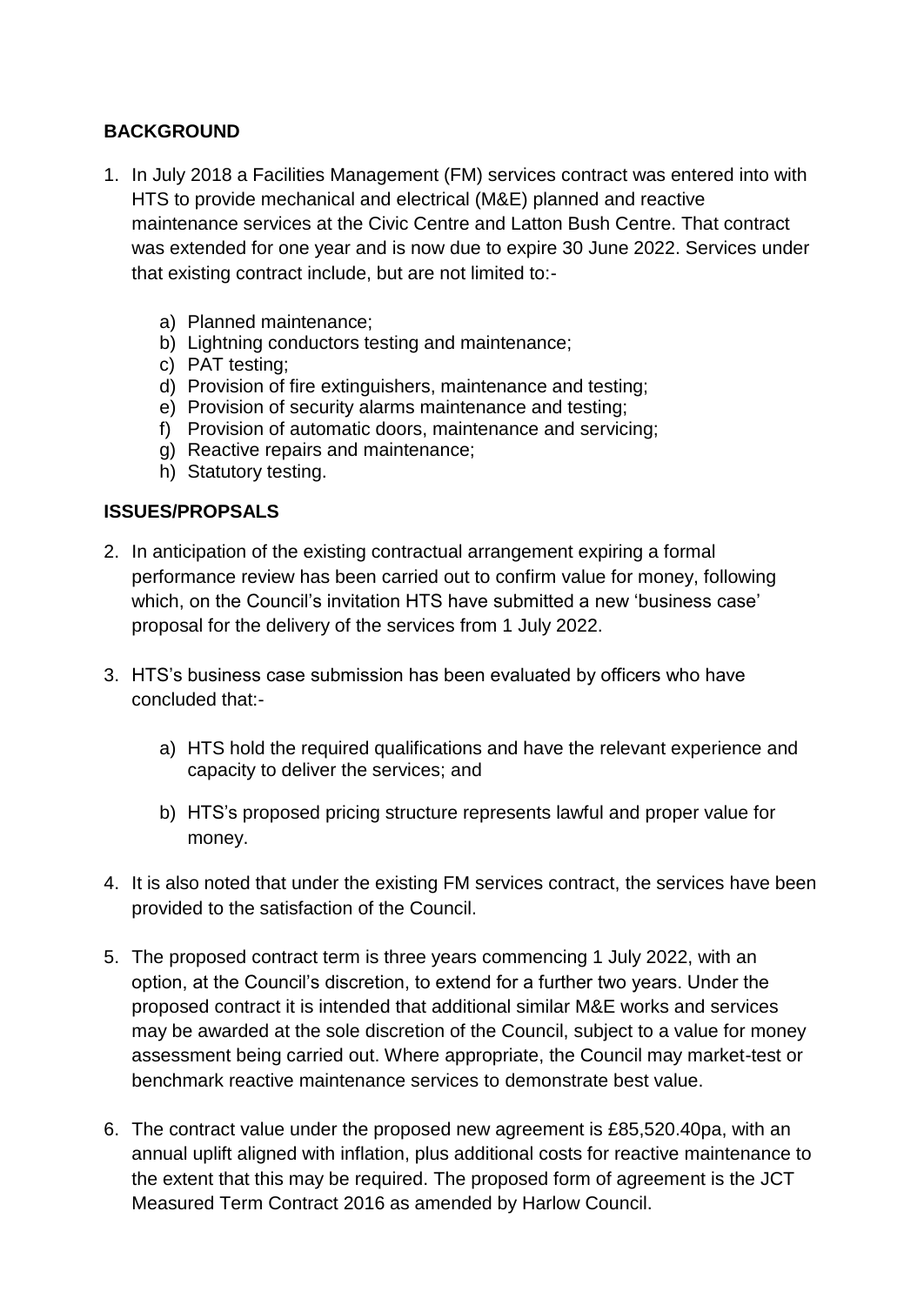## BACKGROUND

1. In July 2018 a Facilities Management (FM) services contract was entered into with HTS to provide mechanical and electrical (M&E) planned and reactive maintenance services at the Civic Centre and Latton Bush Centre. That contract was extended for one year and is now due to expire 30 June 2022. Services under that existing contract include, but are not limited to:-

    a) Planned maintenance;
    b) Lightning conductors testing and maintenance;
    c) PAT testing;
    d) Provision of fire extinguishers, maintenance and testing;
    e) Provision of security alarms maintenance and testing;
    f) Provision of automatic doors, maintenance and servicing;
    g) Reactive repairs and maintenance;
    h) Statutory testing.

## ISSUES/PROPSALS

2. In anticipation of the existing contractual arrangement expiring a formal performance review has been carried out to confirm value for money, following which, on the Council's invitation HTS have submitted a new 'business case' proposal for the delivery of the services from 1 July 2022.

3. HTS's business case submission has been evaluated by officers who have concluded that:-

    a) HTS hold the required qualifications and have the relevant experience and capacity to deliver the services; and

    b) HTS's proposed pricing structure represents lawful and proper value for money.

4. It is also noted that under the existing FM services contract, the services have been provided to the satisfaction of the Council.

5. The proposed contract term is three years commencing 1 July 2022, with an option, at the Council's discretion, to extend for a further two years. Under the proposed contract it is intended that additional similar M&E works and services may be awarded at the sole discretion of the Council, subject to a value for money assessment being carried out. Where appropriate, the Council may market-test or benchmark reactive maintenance services to demonstrate best value.

6. The contract value under the proposed new agreement is £85,520.40pa, with an annual uplift aligned with inflation, plus additional costs for reactive maintenance to the extent that this may be required. The proposed form of agreement is the JCT Measured Term Contract 2016 as amended by Harlow Council.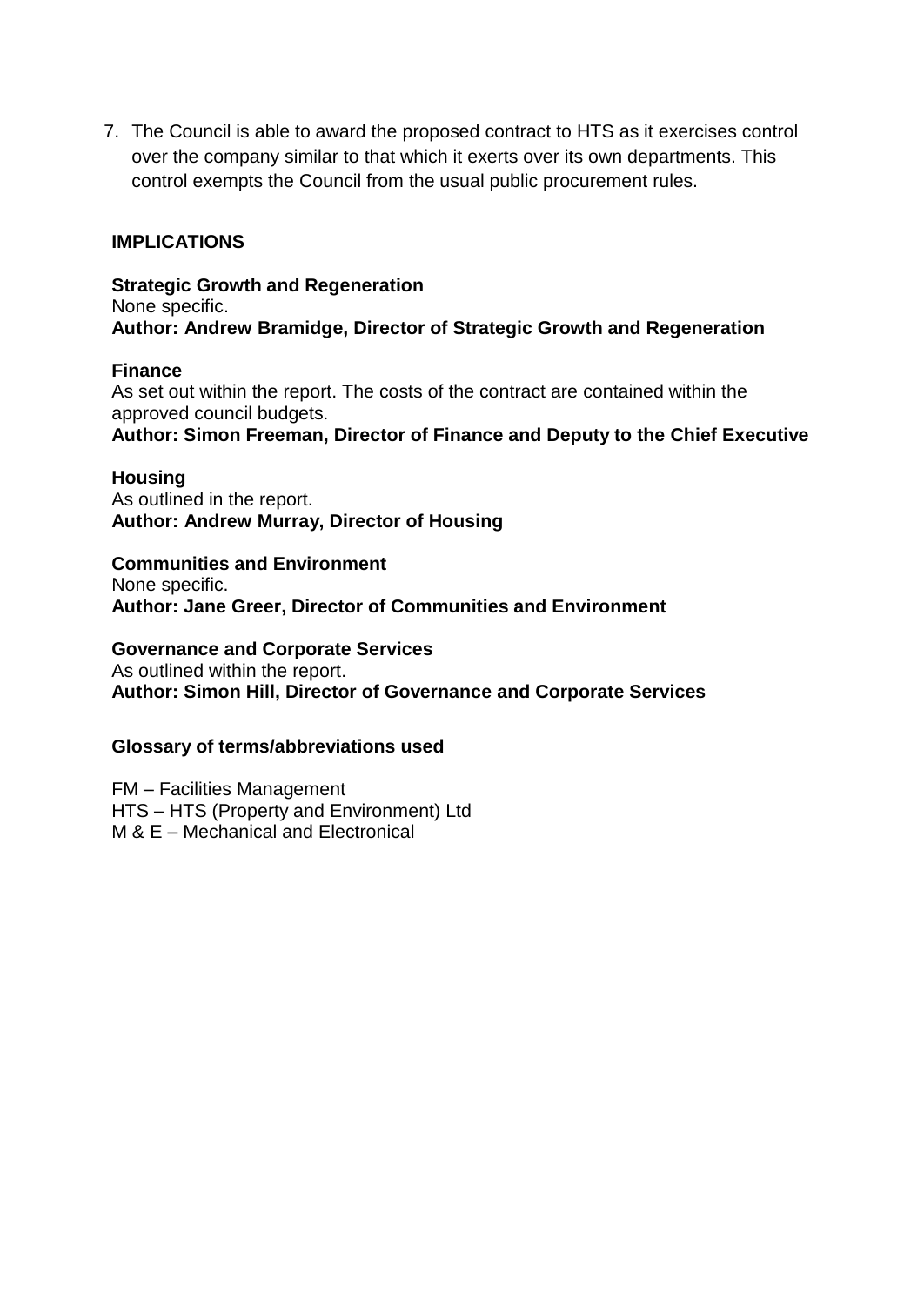7. The Council is able to award the proposed contract to HTS as it exercises control over the company similar to that which it exerts over its own departments. This control exempts the Council from the usual public procurement rules.

**IMPLICATIONS**

**Strategic Growth and Regeneration**
None specific.
**Author: Andrew Bramidge, Director of Strategic Growth and Regeneration**

**Finance**
As set out within the report. The costs of the contract are contained within the approved council budgets.
**Author: Simon Freeman, Director of Finance and Deputy to the Chief Executive**

**Housing**
As outlined in the report.
**Author: Andrew Murray, Director of Housing**

**Communities and Environment**
None specific.
**Author: Jane Greer, Director of Communities and Environment**

**Governance and Corporate Services**
As outlined within the report.
**Author: Simon Hill, Director of Governance and Corporate Services**

**Glossary of terms/abbreviations used**

FM – Facilities Management
HTS – HTS (Property and Environment) Ltd
M & E – Mechanical and Electronical